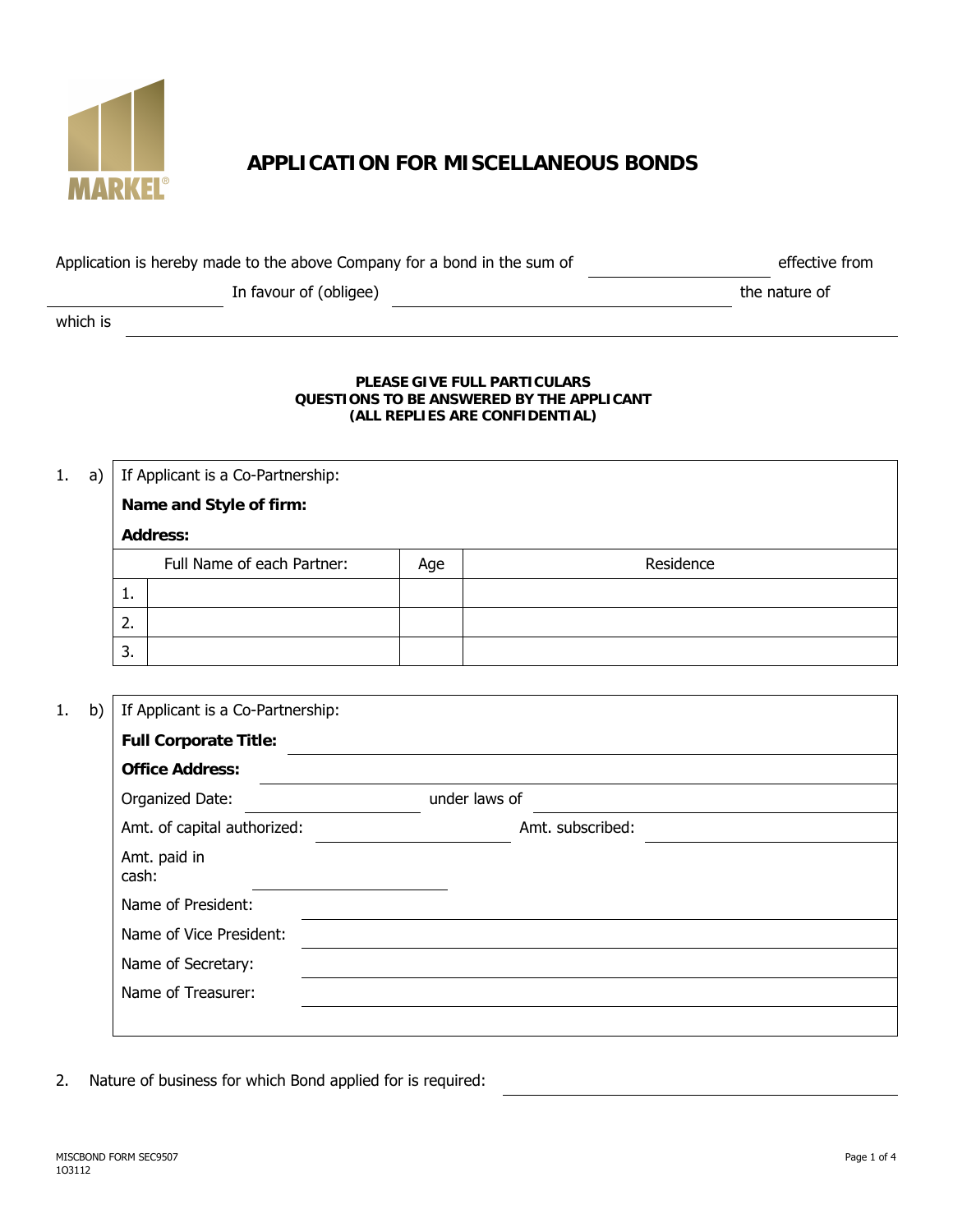MARKEL®

# APPLICATION FOR MISCELLANEOUS BONDS

Application is hereby made to the above Company for a bond in the sum of ______________ effective from ______________ In favour of (obligee) ______________________________ the nature of which is ______________________________

**PLEASE GIVE FULL PARTICULARS**
**QUESTIONS TO BE ANSWERED BY THE APPLICANT**
**(ALL REPLIES ARE CONFIDENTIAL)**

1. a) If Applicant is a Co-Partnership:

**Name and Style of firm:**

**Address:**

| Full Name of each Partner: | Age | Residence |
|---|---|---|
| 1. | | |
| 2. | | |
| 3. | | |

1. b) If Applicant is a Co-Partnership:

**Full Corporate Title:** ______________________________

**Office Address:** ______________________________

Organized Date: ______________ under laws of ______________

Amt. of capital authorized: ______________ Amt. subscribed: ______________

Amt. paid in cash: ______________

Name of President: ______________________________

Name of Vice President: ______________________________

Name of Secretary: ______________________________

Name of Treasurer: ______________________________

2. Nature of business for which Bond applied for is required: ______________________________

MISCBOND FORM SEC9507
1O3112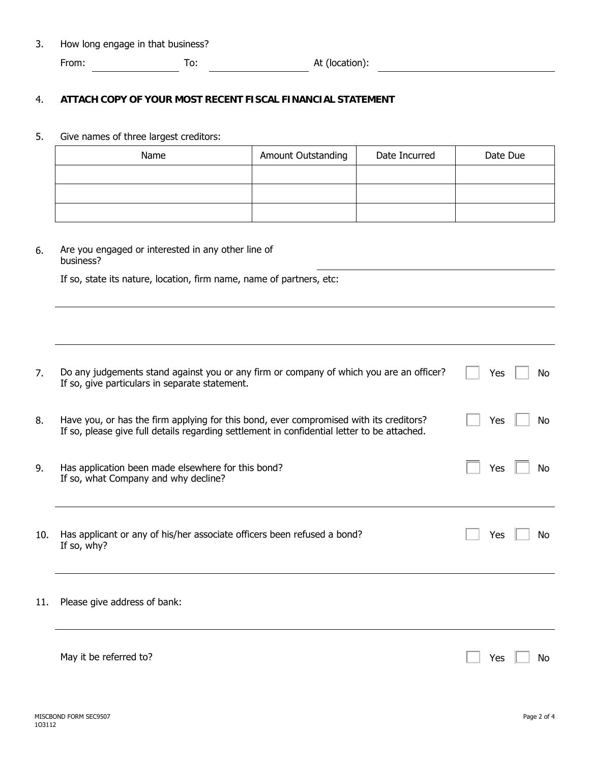3. How long engage in that business?

   From: ____________ To: ____________ At (location): ____________________

4. **ATTACH COPY OF YOUR MOST RECENT FISCAL FINANCIAL STATEMENT**

5. Give names of three largest creditors:

| Name | Amount Outstanding | Date Incurred | Date Due |
|---|---|---|---|
| | | | |
| | | | |
| | | | |

6. Are you engaged or interested in any other line of business? ____________________

   If so, state its nature, location, firm name, name of partners, etc:

   ____________________________________________

   ____________________________________________

7. Do any judgements stand against you or any firm or company of which you are an officer? ☐ Yes ☐ No
   If so, give particulars in separate statement.

8. Have you, or has the firm applying for this bond, ever compromised with its creditors? ☐ Yes ☐ No
   If so, please give full details regarding settlement in confidential letter to be attached.

9. Has application been made elsewhere for this bond? ☐ Yes ☐ No
   If so, what Company and why decline?

   ____________________________________________

10. Has applicant or any of his/her associate officers been refused a bond? ☐ Yes ☐ No
    If so, why?

    ____________________________________________

11. Please give address of bank:

    ____________________________________________

    May it be referred to? ☐ Yes ☐ No

MISCBOND FORM SEC9507
1O3112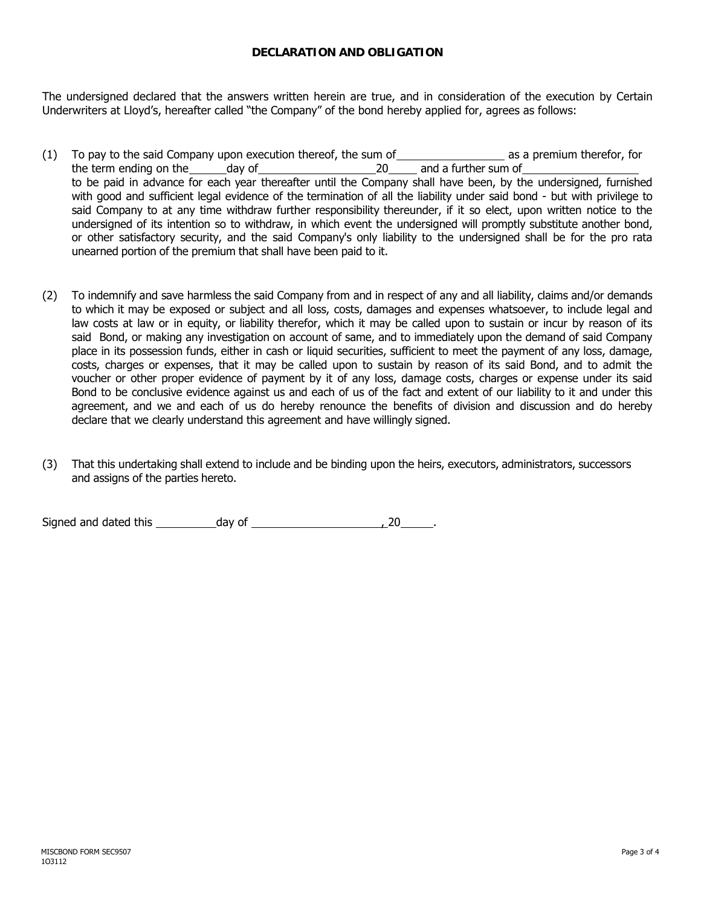# DECLARATION AND OBLIGATION

The undersigned declared that the answers written herein are true, and in consideration of the execution by Certain Underwriters at Lloyd's, hereafter called "the Company" of the bond hereby applied for, agrees as follows:

(1) To pay to the said Company upon execution thereof, the sum of \_\_\_\_\_\_\_\_\_\_\_\_\_\_\_\_ as a premium therefor, for the term ending on the \_\_\_\_\_\_ day of \_\_\_\_\_\_\_\_\_\_\_\_\_\_\_\_\_\_ 20\_\_\_\_ and a further sum of \_\_\_\_\_\_\_\_\_\_\_\_\_\_\_\_\_\_ to be paid in advance for each year thereafter until the Company shall have been, by the undersigned, furnished with good and sufficient legal evidence of the termination of all the liability under said bond - but with privilege to said Company to at any time withdraw further responsibility thereunder, if it so elect, upon written notice to the undersigned of its intention so to withdraw, in which event the undersigned will promptly substitute another bond, or other satisfactory security, and the said Company's only liability to the undersigned shall be for the pro rata unearned portion of the premium that shall have been paid to it.

(2) To indemnify and save harmless the said Company from and in respect of any and all liability, claims and/or demands to which it may be exposed or subject and all loss, costs, damages and expenses whatsoever, to include legal and law costs at law or in equity, or liability therefor, which it may be called upon to sustain or incur by reason of its said Bond, or making any investigation on account of same, and to immediately upon the demand of said Company place in its possession funds, either in cash or liquid securities, sufficient to meet the payment of any loss, damage, costs, charges or expenses, that it may be called upon to sustain by reason of its said Bond, and to admit the voucher or other proper evidence of payment by it of any loss, damage costs, charges or expense under its said Bond to be conclusive evidence against us and each of us of the fact and extent of our liability to it and under this agreement, and we and each of us do hereby renounce the benefits of division and discussion and do hereby declare that we clearly understand this agreement and have willingly signed.

(3) That this undertaking shall extend to include and be binding upon the heirs, executors, administrators, successors and assigns of the parties hereto.

Signed and dated this \_\_\_\_\_\_\_\_\_\_ day of \_\_\_\_\_\_\_\_\_\_\_\_\_\_\_\_\_\_\_\_\_\_, 20\_\_\_\_\_.

MISCBOND FORM SEC9507
1O3112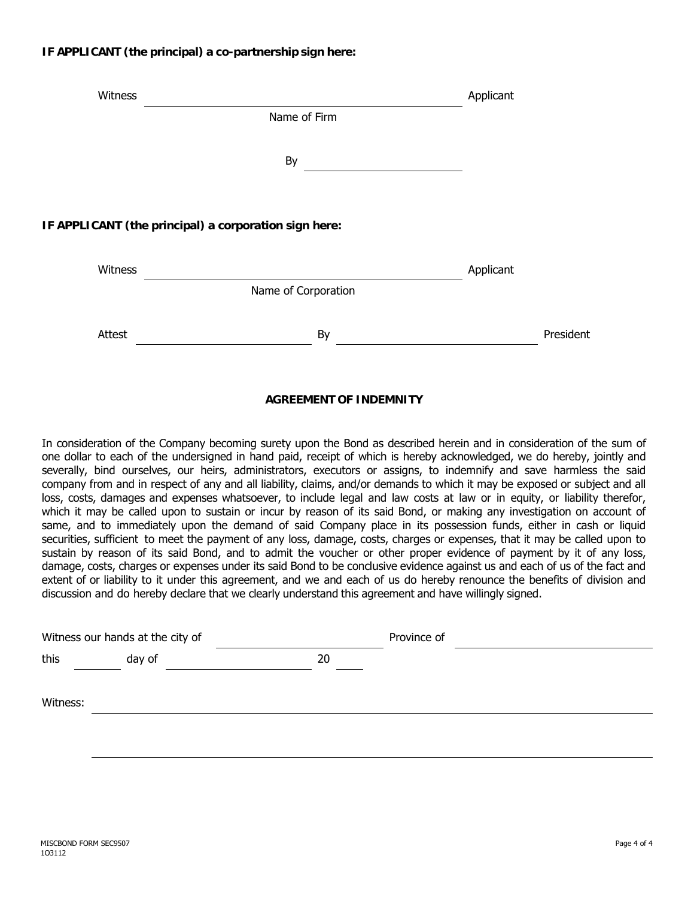**IF APPLICANT (the principal) a co-partnership sign here:**

Witness \_\_\_\_\_\_\_\_\_\_\_\_\_\_\_\_\_\_\_\_\_\_\_\_\_\_\_\_\_\_\_\_ Applicant

Name of Firm

By \_\_\_\_\_\_\_\_\_\_\_\_\_\_\_\_\_\_\_\_

**IF APPLICANT (the principal) a corporation sign here:**

Witness \_\_\_\_\_\_\_\_\_\_\_\_\_\_\_\_\_\_\_\_\_\_\_\_\_\_\_\_\_\_\_\_ Applicant

Name of Corporation

Attest \_\_\_\_\_\_\_\_\_\_\_\_\_\_\_\_\_\_\_\_ By \_\_\_\_\_\_\_\_\_\_\_\_\_\_\_\_\_\_\_\_\_\_\_\_ President

**AGREEMENT OF INDEMNITY**

In consideration of the Company becoming surety upon the Bond as described herein and in consideration of the sum of one dollar to each of the undersigned in hand paid, receipt of which is hereby acknowledged, we do hereby, jointly and severally, bind ourselves, our heirs, administrators, executors or assigns, to indemnify and save harmless the said company from and in respect of any and all liability, claims, and/or demands to which it may be exposed or subject and all loss, costs, damages and expenses whatsoever, to include legal and law costs at law or in equity, or liability therefor, which it may be called upon to sustain or incur by reason of its said Bond, or making any investigation on account of same, and to immediately upon the demand of said Company place in its possession funds, either in cash or liquid securities, sufficient to meet the payment of any loss, damage, costs, charges or expenses, that it may be called upon to sustain by reason of its said Bond, and to admit the voucher or other proper evidence of payment by it of any loss, damage, costs, charges or expenses under its said Bond to be conclusive evidence against us and each of us of the fact and extent of or liability to it under this agreement, and we and each of us do hereby renounce the benefits of division and discussion and do hereby declare that we clearly understand this agreement and have willingly signed.

Witness our hands at the city of \_\_\_\_\_\_\_\_\_\_\_\_\_\_\_\_\_\_\_\_ Province of \_\_\_\_\_\_\_\_\_\_\_\_\_\_\_\_\_\_\_\_

this \_\_\_\_\_\_ day of \_\_\_\_\_\_\_\_\_\_\_\_\_\_\_\_\_\_\_\_ 20 \_\_\_\_

Witness: \_\_\_\_\_\_\_\_\_\_\_\_\_\_\_\_\_\_\_\_\_\_\_\_\_\_\_\_\_\_\_\_\_\_\_\_\_\_\_\_\_\_\_\_\_\_\_\_

\_\_\_\_\_\_\_\_\_\_\_\_\_\_\_\_\_\_\_\_\_\_\_\_\_\_\_\_\_\_\_\_\_\_\_\_\_\_\_\_\_\_\_\_\_\_\_\_

MISCBOND FORM SEC9507
1O3112